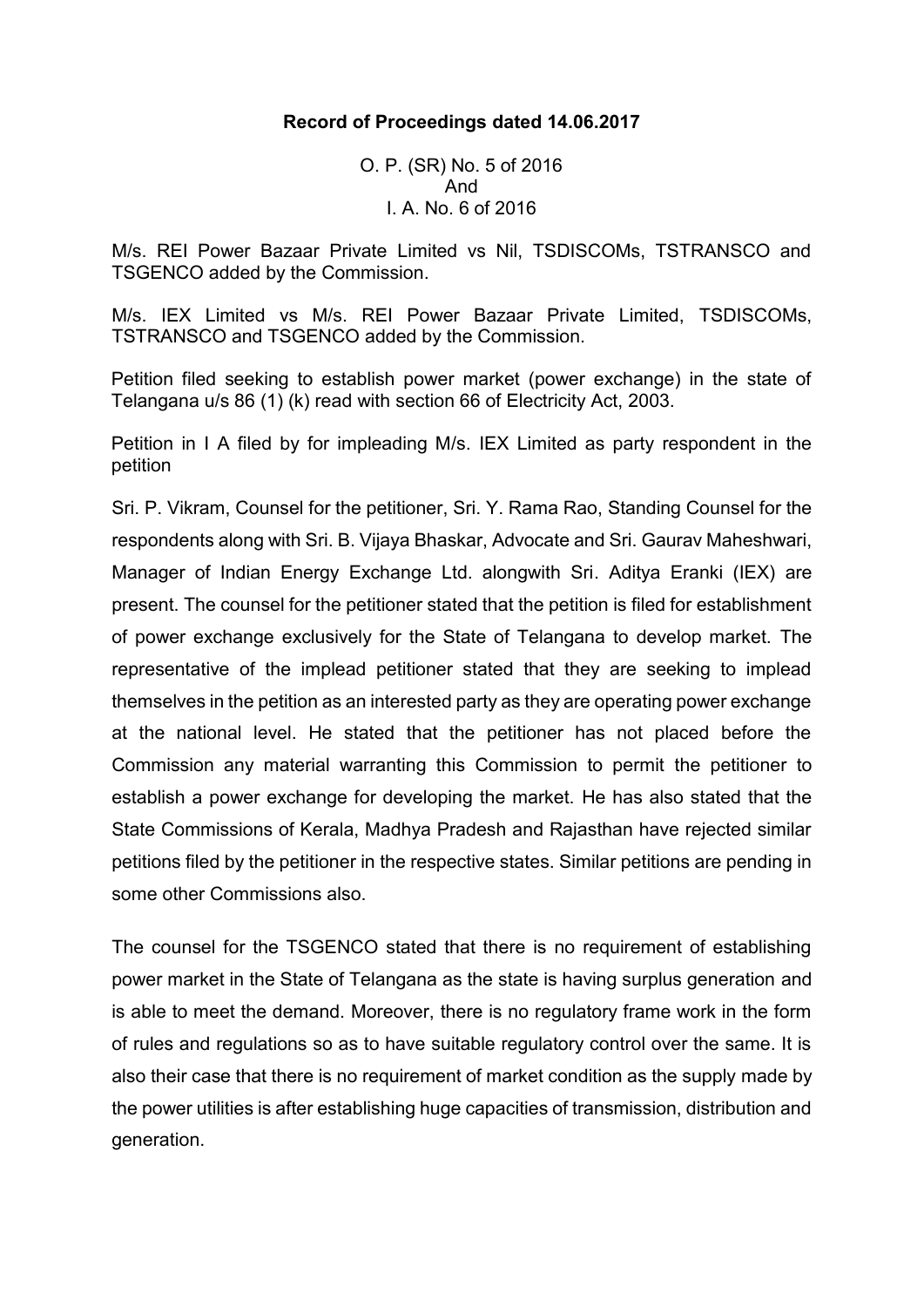**Record of Proceedings dated 14.06.2017**

O. P. (SR) No. 5 of 2016
And
I. A. No. 6 of 2016

M/s. REI Power Bazaar Private Limited vs Nil, TSDISCOMs, TSTRANSCO and TSGENCO added by the Commission.

M/s. IEX Limited vs M/s. REI Power Bazaar Private Limited, TSDISCOMs, TSTRANSCO and TSGENCO added by the Commission.

Petition filed seeking to establish power market (power exchange) in the state of Telangana u/s 86 (1) (k) read with section 66 of Electricity Act, 2003.

Petition in I A filed by for impleading M/s. IEX Limited as party respondent in the petition

Sri. P. Vikram, Counsel for the petitioner, Sri. Y. Rama Rao, Standing Counsel for the respondents along with Sri. B. Vijaya Bhaskar, Advocate and Sri. Gaurav Maheshwari, Manager of Indian Energy Exchange Ltd. alongwith Sri. Aditya Eranki (IEX) are present. The counsel for the petitioner stated that the petition is filed for establishment of power exchange exclusively for the State of Telangana to develop market. The representative of the implead petitioner stated that they are seeking to implead themselves in the petition as an interested party as they are operating power exchange at the national level. He stated that the petitioner has not placed before the Commission any material warranting this Commission to permit the petitioner to establish a power exchange for developing the market. He has also stated that the State Commissions of Kerala, Madhya Pradesh and Rajasthan have rejected similar petitions filed by the petitioner in the respective states. Similar petitions are pending in some other Commissions also.

The counsel for the TSGENCO stated that there is no requirement of establishing power market in the State of Telangana as the state is having surplus generation and is able to meet the demand. Moreover, there is no regulatory frame work in the form of rules and regulations so as to have suitable regulatory control over the same. It is also their case that there is no requirement of market condition as the supply made by the power utilities is after establishing huge capacities of transmission, distribution and generation.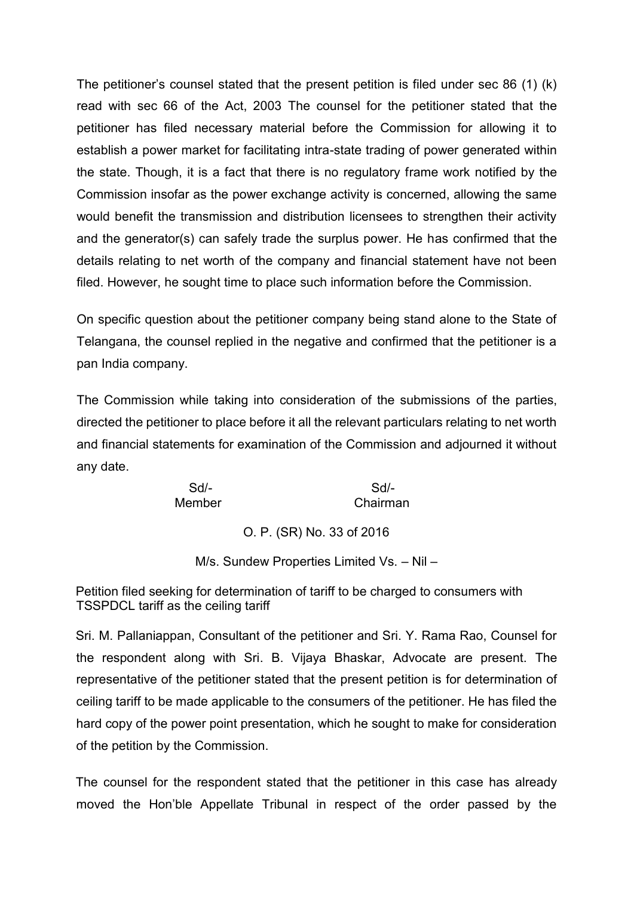The petitioner's counsel stated that the present petition is filed under sec 86 (1) (k) read with sec 66 of the Act, 2003 The counsel for the petitioner stated that the petitioner has filed necessary material before the Commission for allowing it to establish a power market for facilitating intra-state trading of power generated within the state. Though, it is a fact that there is no regulatory frame work notified by the Commission insofar as the power exchange activity is concerned, allowing the same would benefit the transmission and distribution licensees to strengthen their activity and the generator(s) can safely trade the surplus power. He has confirmed that the details relating to net worth of the company and financial statement have not been filed. However, he sought time to place such information before the Commission.

On specific question about the petitioner company being stand alone to the State of Telangana, the counsel replied in the negative and confirmed that the petitioner is a pan India company.

The Commission while taking into consideration of the submissions of the parties, directed the petitioner to place before it all the relevant particulars relating to net worth and financial statements for examination of the Commission and adjourned it without any date.

| Sd/- | Sd/- |
|---|---|
| Member | Chairman |

O. P. (SR) No. 33 of 2016

M/s. Sundew Properties Limited Vs. – Nil –

Petition filed seeking for determination of tariff to be charged to consumers with TSSPDCL tariff as the ceiling tariff

Sri. M. Pallaniappan, Consultant of the petitioner and Sri. Y. Rama Rao, Counsel for the respondent along with Sri. B. Vijaya Bhaskar, Advocate are present. The representative of the petitioner stated that the present petition is for determination of ceiling tariff to be made applicable to the consumers of the petitioner. He has filed the hard copy of the power point presentation, which he sought to make for consideration of the petition by the Commission.

The counsel for the respondent stated that the petitioner in this case has already moved the Hon'ble Appellate Tribunal in respect of the order passed by the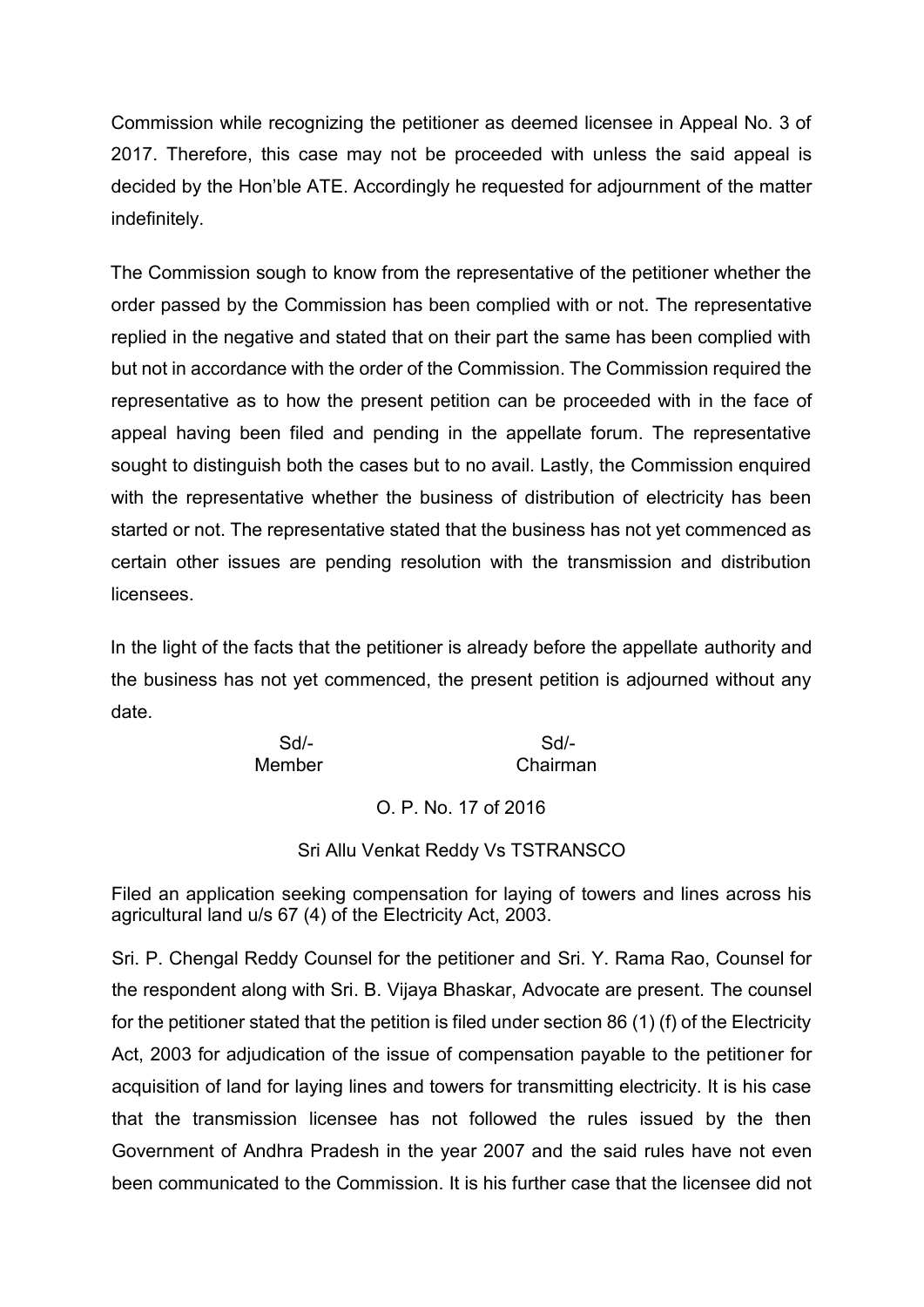Commission while recognizing the petitioner as deemed licensee in Appeal No. 3 of 2017. Therefore, this case may not be proceeded with unless the said appeal is decided by the Hon'ble ATE. Accordingly he requested for adjournment of the matter indefinitely.

The Commission sough to know from the representative of the petitioner whether the order passed by the Commission has been complied with or not. The representative replied in the negative and stated that on their part the same has been complied with but not in accordance with the order of the Commission. The Commission required the representative as to how the present petition can be proceeded with in the face of appeal having been filed and pending in the appellate forum. The representative sought to distinguish both the cases but to no avail. Lastly, the Commission enquired with the representative whether the business of distribution of electricity has been started or not. The representative stated that the business has not yet commenced as certain other issues are pending resolution with the transmission and distribution licensees.

In the light of the facts that the petitioner is already before the appellate authority and the business has not yet commenced, the present petition is adjourned without any date.

| Sd/- | Sd/- |
| --- | --- |
| Member | Chairman |

O. P. No. 17 of 2016

Sri Allu Venkat Reddy Vs TSTRANSCO

Filed an application seeking compensation for laying of towers and lines across his agricultural land u/s 67 (4) of the Electricity Act, 2003.

Sri. P. Chengal Reddy Counsel for the petitioner and Sri. Y. Rama Rao, Counsel for the respondent along with Sri. B. Vijaya Bhaskar, Advocate are present. The counsel for the petitioner stated that the petition is filed under section 86 (1) (f) of the Electricity Act, 2003 for adjudication of the issue of compensation payable to the petitioner for acquisition of land for laying lines and towers for transmitting electricity. It is his case that the transmission licensee has not followed the rules issued by the then Government of Andhra Pradesh in the year 2007 and the said rules have not even been communicated to the Commission. It is his further case that the licensee did not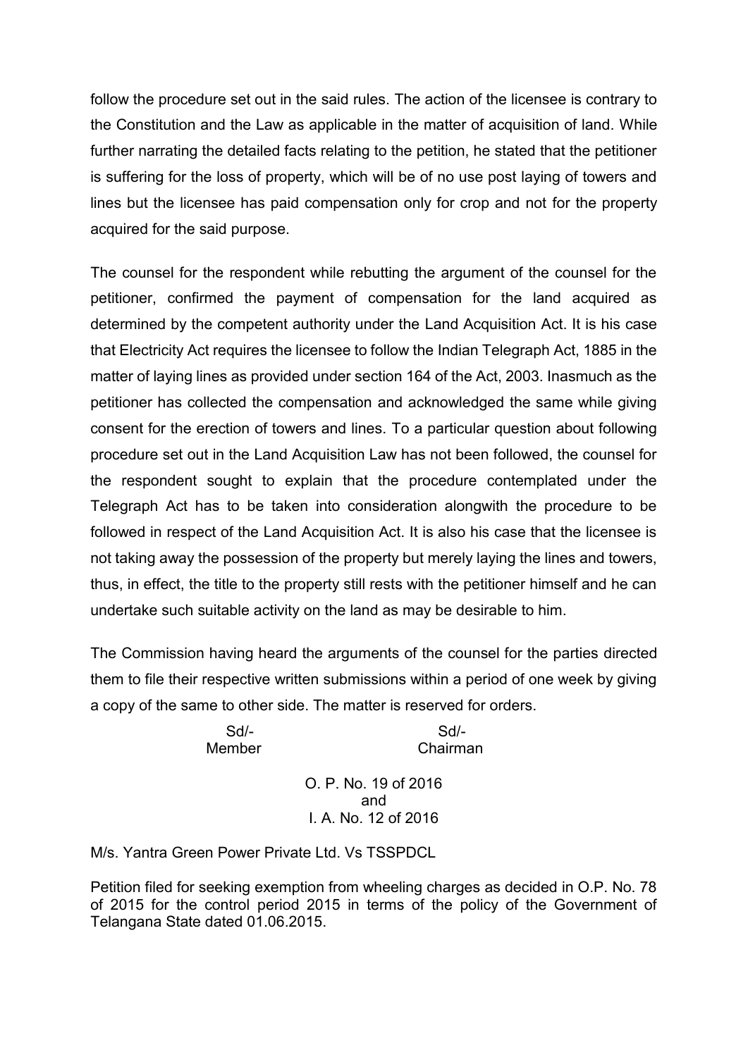follow the procedure set out in the said rules. The action of the licensee is contrary to the Constitution and the Law as applicable in the matter of acquisition of land. While further narrating the detailed facts relating to the petition, he stated that the petitioner is suffering for the loss of property, which will be of no use post laying of towers and lines but the licensee has paid compensation only for crop and not for the property acquired for the said purpose.

The counsel for the respondent while rebutting the argument of the counsel for the petitioner, confirmed the payment of compensation for the land acquired as determined by the competent authority under the Land Acquisition Act. It is his case that Electricity Act requires the licensee to follow the Indian Telegraph Act, 1885 in the matter of laying lines as provided under section 164 of the Act, 2003. Inasmuch as the petitioner has collected the compensation and acknowledged the same while giving consent for the erection of towers and lines. To a particular question about following procedure set out in the Land Acquisition Law has not been followed, the counsel for the respondent sought to explain that the procedure contemplated under the Telegraph Act has to be taken into consideration alongwith the procedure to be followed in respect of the Land Acquisition Act. It is also his case that the licensee is not taking away the possession of the property but merely laying the lines and towers, thus, in effect, the title to the property still rests with the petitioner himself and he can undertake such suitable activity on the land as may be desirable to him.

The Commission having heard the arguments of the counsel for the parties directed them to file their respective written submissions within a period of one week by giving a copy of the same to other side. The matter is reserved for orders.

| Sd/- | Sd/- |
|---|---|
| Member | Chairman |

O. P. No. 19 of 2016
and
I. A. No. 12 of 2016

M/s. Yantra Green Power Private Ltd. Vs TSSPDCL

Petition filed for seeking exemption from wheeling charges as decided in O.P. No. 78 of 2015 for the control period 2015 in terms of the policy of the Government of Telangana State dated 01.06.2015.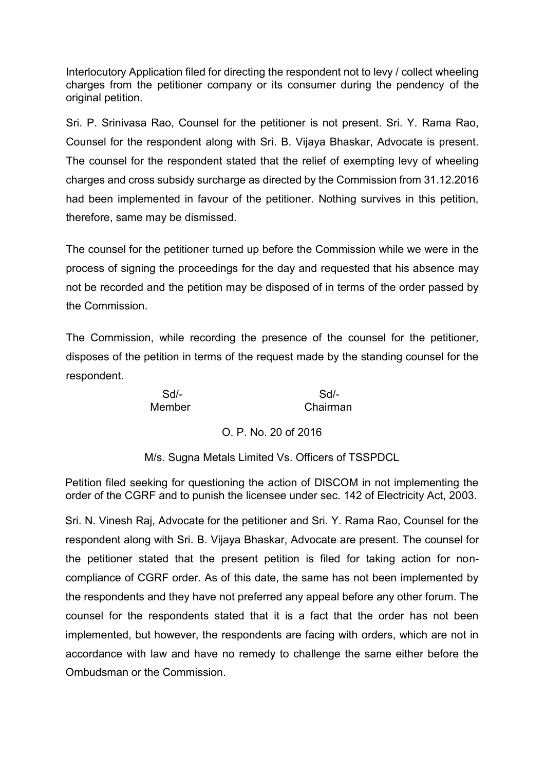Interlocutory Application filed for directing the respondent not to levy / collect wheeling charges from the petitioner company or its consumer during the pendency of the original petition.

Sri. P. Srinivasa Rao, Counsel for the petitioner is not present. Sri. Y. Rama Rao, Counsel for the respondent along with Sri. B. Vijaya Bhaskar, Advocate is present. The counsel for the respondent stated that the relief of exempting levy of wheeling charges and cross subsidy surcharge as directed by the Commission from 31.12.2016 had been implemented in favour of the petitioner. Nothing survives in this petition, therefore, same may be dismissed.

The counsel for the petitioner turned up before the Commission while we were in the process of signing the proceedings for the day and requested that his absence may not be recorded and the petition may be disposed of in terms of the order passed by the Commission.

The Commission, while recording the presence of the counsel for the petitioner, disposes of the petition in terms of the request made by the standing counsel for the respondent.

| Sd/- | Sd/- |
|---|---|
| Member | Chairman |

O. P. No. 20 of 2016

M/s. Sugna Metals Limited Vs. Officers of TSSPDCL

Petition filed seeking for questioning the action of DISCOM in not implementing the order of the CGRF and to punish the licensee under sec. 142 of Electricity Act, 2003.

Sri. N. Vinesh Raj, Advocate for the petitioner and Sri. Y. Rama Rao, Counsel for the respondent along with Sri. B. Vijaya Bhaskar, Advocate are present. The counsel for the petitioner stated that the present petition is filed for taking action for non-compliance of CGRF order. As of this date, the same has not been implemented by the respondents and they have not preferred any appeal before any other forum. The counsel for the respondents stated that it is a fact that the order has not been implemented, but however, the respondents are facing with orders, which are not in accordance with law and have no remedy to challenge the same either before the Ombudsman or the Commission.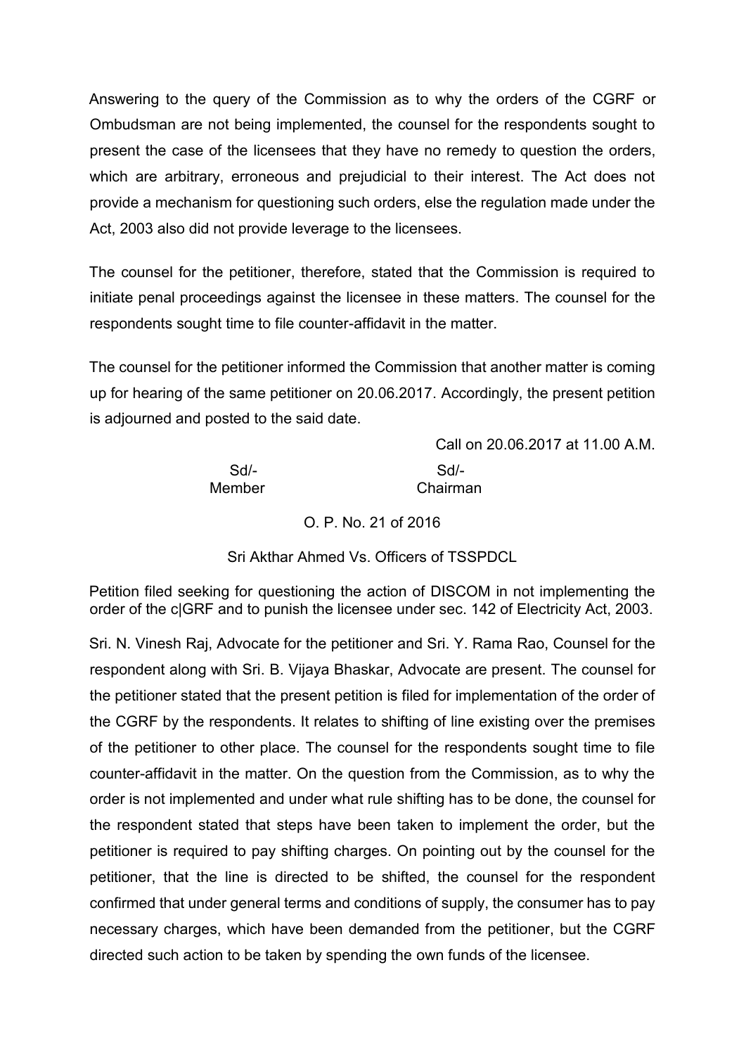Answering to the query of the Commission as to why the orders of the CGRF or Ombudsman are not being implemented, the counsel for the respondents sought to present the case of the licensees that they have no remedy to question the orders, which are arbitrary, erroneous and prejudicial to their interest. The Act does not provide a mechanism for questioning such orders, else the regulation made under the Act, 2003 also did not provide leverage to the licensees.

The counsel for the petitioner, therefore, stated that the Commission is required to initiate penal proceedings against the licensee in these matters. The counsel for the respondents sought time to file counter-affidavit in the matter.

The counsel for the petitioner informed the Commission that another matter is coming up for hearing of the same petitioner on 20.06.2017. Accordingly, the present petition is adjourned and posted to the said date.

Call on 20.06.2017 at 11.00 A.M.

| Sd/- | Sd/- |
|---|---|
| Member | Chairman |

O. P. No. 21 of 2016

Sri Akthar Ahmed Vs. Officers of TSSPDCL

Petition filed seeking for questioning the action of DISCOM in not implementing the order of the c|GRF and to punish the licensee under sec. 142 of Electricity Act, 2003.

Sri. N. Vinesh Raj, Advocate for the petitioner and Sri. Y. Rama Rao, Counsel for the respondent along with Sri. B. Vijaya Bhaskar, Advocate are present. The counsel for the petitioner stated that the present petition is filed for implementation of the order of the CGRF by the respondents. It relates to shifting of line existing over the premises of the petitioner to other place. The counsel for the respondents sought time to file counter-affidavit in the matter. On the question from the Commission, as to why the order is not implemented and under what rule shifting has to be done, the counsel for the respondent stated that steps have been taken to implement the order, but the petitioner is required to pay shifting charges. On pointing out by the counsel for the petitioner, that the line is directed to be shifted, the counsel for the respondent confirmed that under general terms and conditions of supply, the consumer has to pay necessary charges, which have been demanded from the petitioner, but the CGRF directed such action to be taken by spending the own funds of the licensee.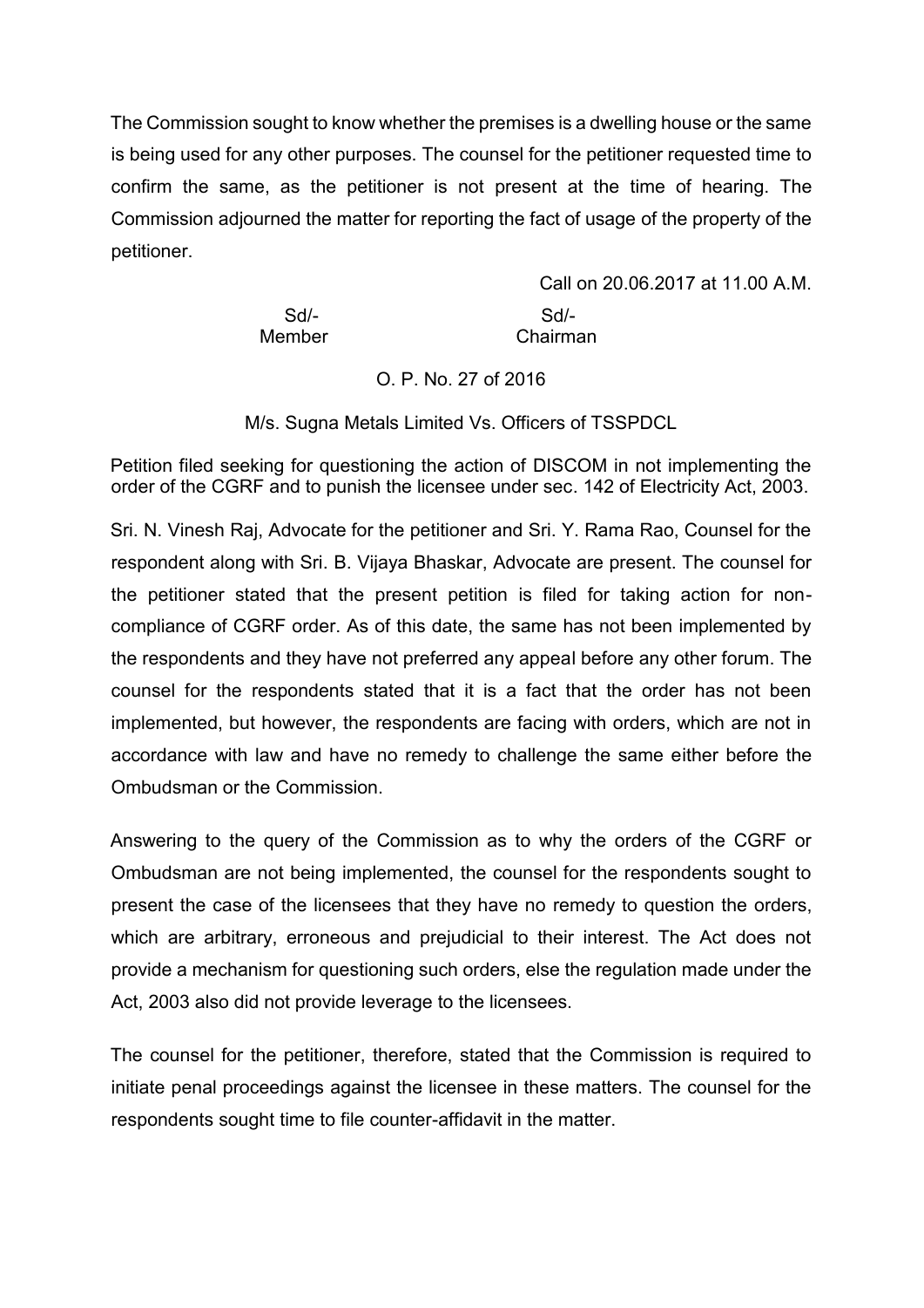The Commission sought to know whether the premises is a dwelling house or the same is being used for any other purposes. The counsel for the petitioner requested time to confirm the same, as the petitioner is not present at the time of hearing. The Commission adjourned the matter for reporting the fact of usage of the property of the petitioner.

Call on 20.06.2017 at 11.00 A.M.

| Sd/- | Sd/- |
|---|---|
| Member | Chairman |

O. P. No. 27 of 2016

M/s. Sugna Metals Limited Vs. Officers of TSSPDCL

Petition filed seeking for questioning the action of DISCOM in not implementing the order of the CGRF and to punish the licensee under sec. 142 of Electricity Act, 2003.

Sri. N. Vinesh Raj, Advocate for the petitioner and Sri. Y. Rama Rao, Counsel for the respondent along with Sri. B. Vijaya Bhaskar, Advocate are present. The counsel for the petitioner stated that the present petition is filed for taking action for non-compliance of CGRF order. As of this date, the same has not been implemented by the respondents and they have not preferred any appeal before any other forum. The counsel for the respondents stated that it is a fact that the order has not been implemented, but however, the respondents are facing with orders, which are not in accordance with law and have no remedy to challenge the same either before the Ombudsman or the Commission.

Answering to the query of the Commission as to why the orders of the CGRF or Ombudsman are not being implemented, the counsel for the respondents sought to present the case of the licensees that they have no remedy to question the orders, which are arbitrary, erroneous and prejudicial to their interest. The Act does not provide a mechanism for questioning such orders, else the regulation made under the Act, 2003 also did not provide leverage to the licensees.

The counsel for the petitioner, therefore, stated that the Commission is required to initiate penal proceedings against the licensee in these matters. The counsel for the respondents sought time to file counter-affidavit in the matter.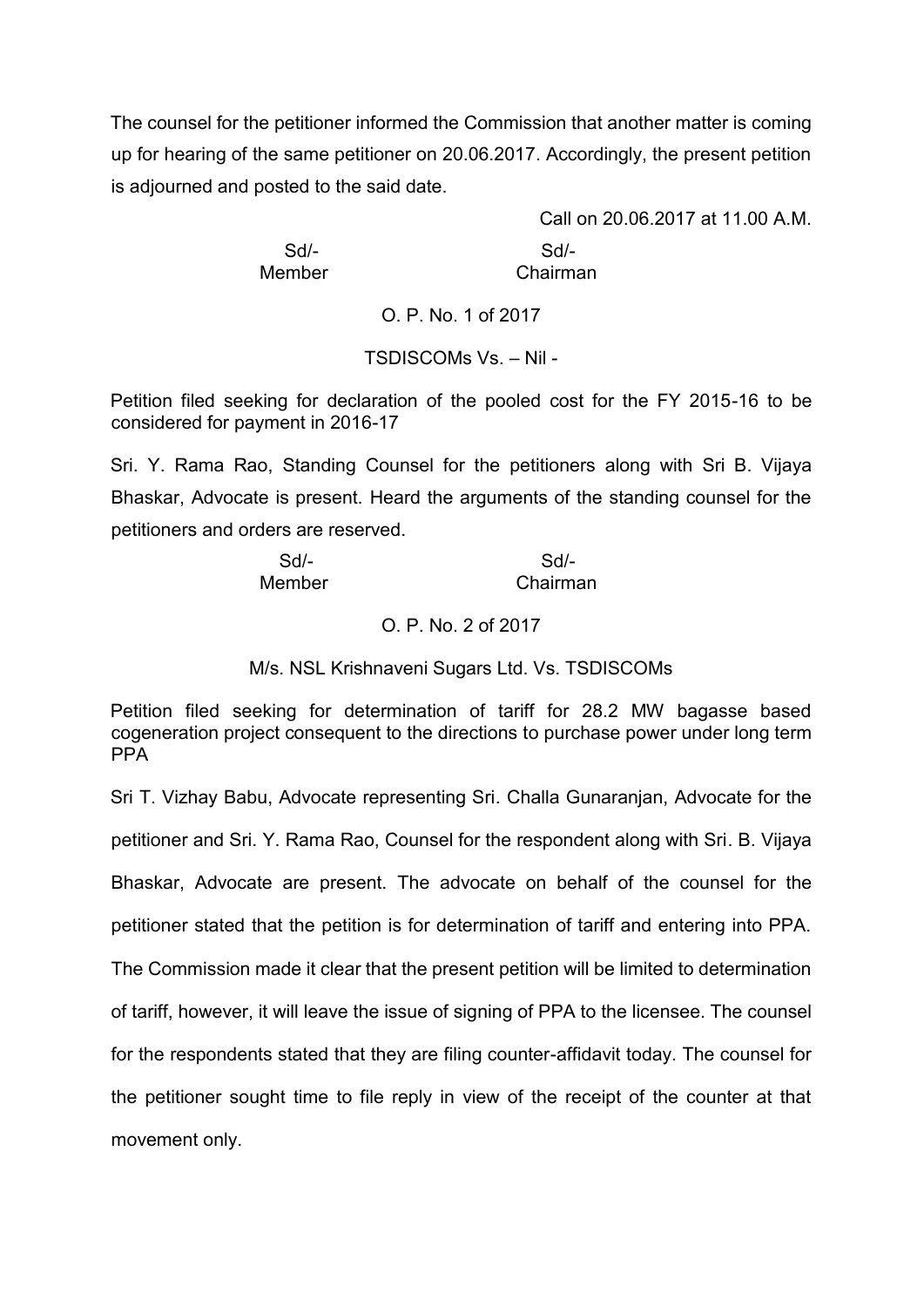The counsel for the petitioner informed the Commission that another matter is coming up for hearing of the same petitioner on 20.06.2017. Accordingly, the present petition is adjourned and posted to the said date.

Call on 20.06.2017 at 11.00 A.M.

| Sd/- | Sd/- |
|---|---|
| Member | Chairman |

O. P. No. 1 of 2017

TSDISCOMs Vs. – Nil -

Petition filed seeking for declaration of the pooled cost for the FY 2015-16 to be considered for payment in 2016-17

Sri. Y. Rama Rao, Standing Counsel for the petitioners along with Sri B. Vijaya Bhaskar, Advocate is present. Heard the arguments of the standing counsel for the petitioners and orders are reserved.

| Sd/- | Sd/- |
|---|---|
| Member | Chairman |

O. P. No. 2 of 2017

M/s. NSL Krishnaveni Sugars Ltd. Vs. TSDISCOMs

Petition filed seeking for determination of tariff for 28.2 MW bagasse based cogeneration project consequent to the directions to purchase power under long term PPA

Sri T. Vizhay Babu, Advocate representing Sri. Challa Gunaranjan, Advocate for the petitioner and Sri. Y. Rama Rao, Counsel for the respondent along with Sri. B. Vijaya Bhaskar, Advocate are present. The advocate on behalf of the counsel for the petitioner stated that the petition is for determination of tariff and entering into PPA. The Commission made it clear that the present petition will be limited to determination of tariff, however, it will leave the issue of signing of PPA to the licensee. The counsel for the respondents stated that they are filing counter-affidavit today. The counsel for the petitioner sought time to file reply in view of the receipt of the counter at that movement only.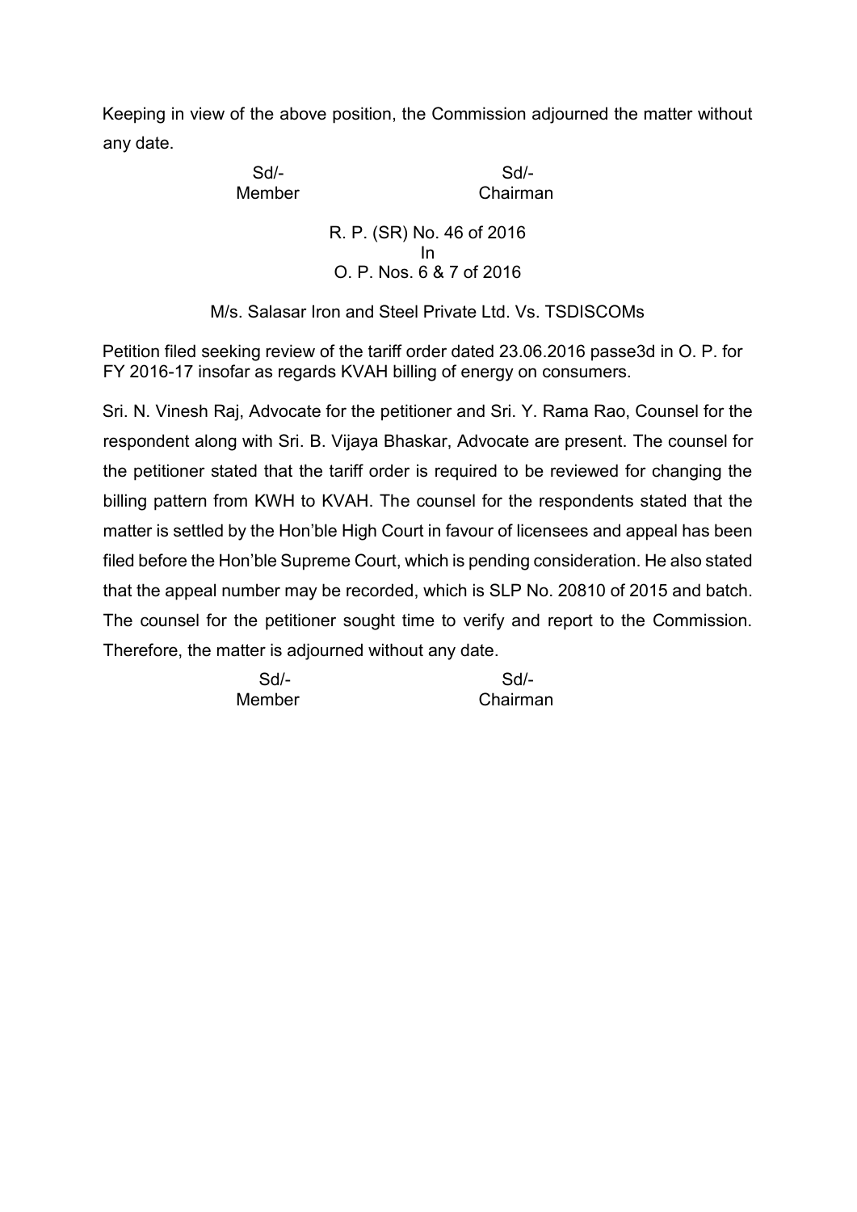Keeping in view of the above position, the Commission adjourned the matter without any date.

| | |
|---|---|
| Sd/- | Sd/- |
| Member | Chairman |

R. P. (SR) No. 46 of 2016
In
O. P. Nos. 6 & 7 of 2016

M/s. Salasar Iron and Steel Private Ltd. Vs. TSDISCOMs

Petition filed seeking review of the tariff order dated 23.06.2016 passe3d in O. P. for FY 2016-17 insofar as regards KVAH billing of energy on consumers.

Sri. N. Vinesh Raj, Advocate for the petitioner and Sri. Y. Rama Rao, Counsel for the respondent along with Sri. B. Vijaya Bhaskar, Advocate are present. The counsel for the petitioner stated that the tariff order is required to be reviewed for changing the billing pattern from KWH to KVAH. The counsel for the respondents stated that the matter is settled by the Hon'ble High Court in favour of licensees and appeal has been filed before the Hon'ble Supreme Court, which is pending consideration. He also stated that the appeal number may be recorded, which is SLP No. 20810 of 2015 and batch. The counsel for the petitioner sought time to verify and report to the Commission. Therefore, the matter is adjourned without any date.

| | |
|---|---|
| Sd/- | Sd/- |
| Member | Chairman |